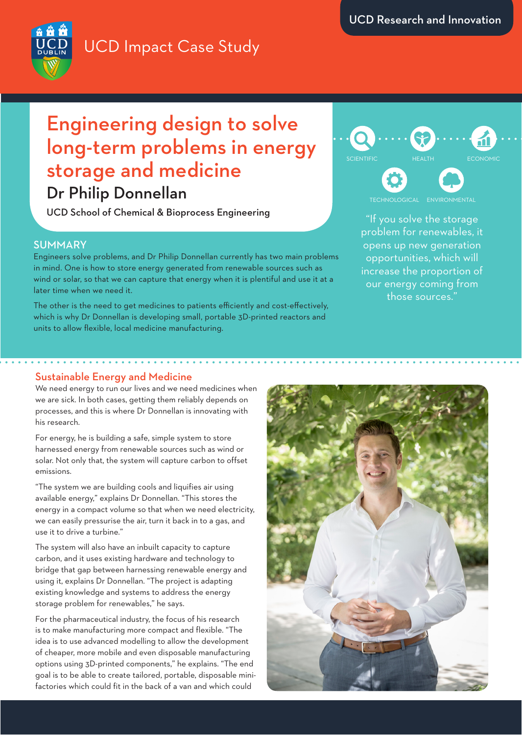UCD Impact Case Study

UCD Research and Innovation

# Engineering design to solve long-term problems in energy storage and medicine

## Dr Philip Donnellan

UCD School of Chemical & Bioprocess Engineering

SCIENTIFIC · HEALTH · ECONOMIC · TECHNOLOGICAL · ENVIRONMENTAL

"If you solve the storage problem for renewables, it opens up new generation opportunities, which will increase the proportion of our energy coming from those sources."

### SUMMARY

Engineers solve problems, and Dr Philip Donnellan currently has two main problems in mind. One is how to store energy generated from renewable sources such as wind or solar, so that we can capture that energy when it is plentiful and use it at a later time when we need it.

The other is the need to get medicines to patients efficiently and cost-effectively, which is why Dr Donnellan is developing small, portable 3D-printed reactors and units to allow flexible, local medicine manufacturing.

### Sustainable Energy and Medicine

We need energy to run our lives and we need medicines when we are sick. In both cases, getting them reliably depends on processes, and this is where Dr Donnellan is innovating with his research.

For energy, he is building a safe, simple system to store harnessed energy from renewable sources such as wind or solar. Not only that, the system will capture carbon to offset emissions.

"The system we are building cools and liquifies air using available energy," explains Dr Donnellan. "This stores the energy in a compact volume so that when we need electricity, we can easily pressurise the air, turn it back in to a gas, and use it to drive a turbine."

The system will also have an inbuilt capacity to capture carbon, and it uses existing hardware and technology to bridge that gap between harnessing renewable energy and using it, explains Dr Donnellan. "The project is adapting existing knowledge and systems to address the energy storage problem for renewables," he says.

For the pharmaceutical industry, the focus of his research is to make manufacturing more compact and flexible. "The idea is to use advanced modelling to allow the development of cheaper, more mobile and even disposable manufacturing options using 3D-printed components," he explains. "The end goal is to be able to create tailored, portable, disposable mini-factories which could fit in the back of a van and which could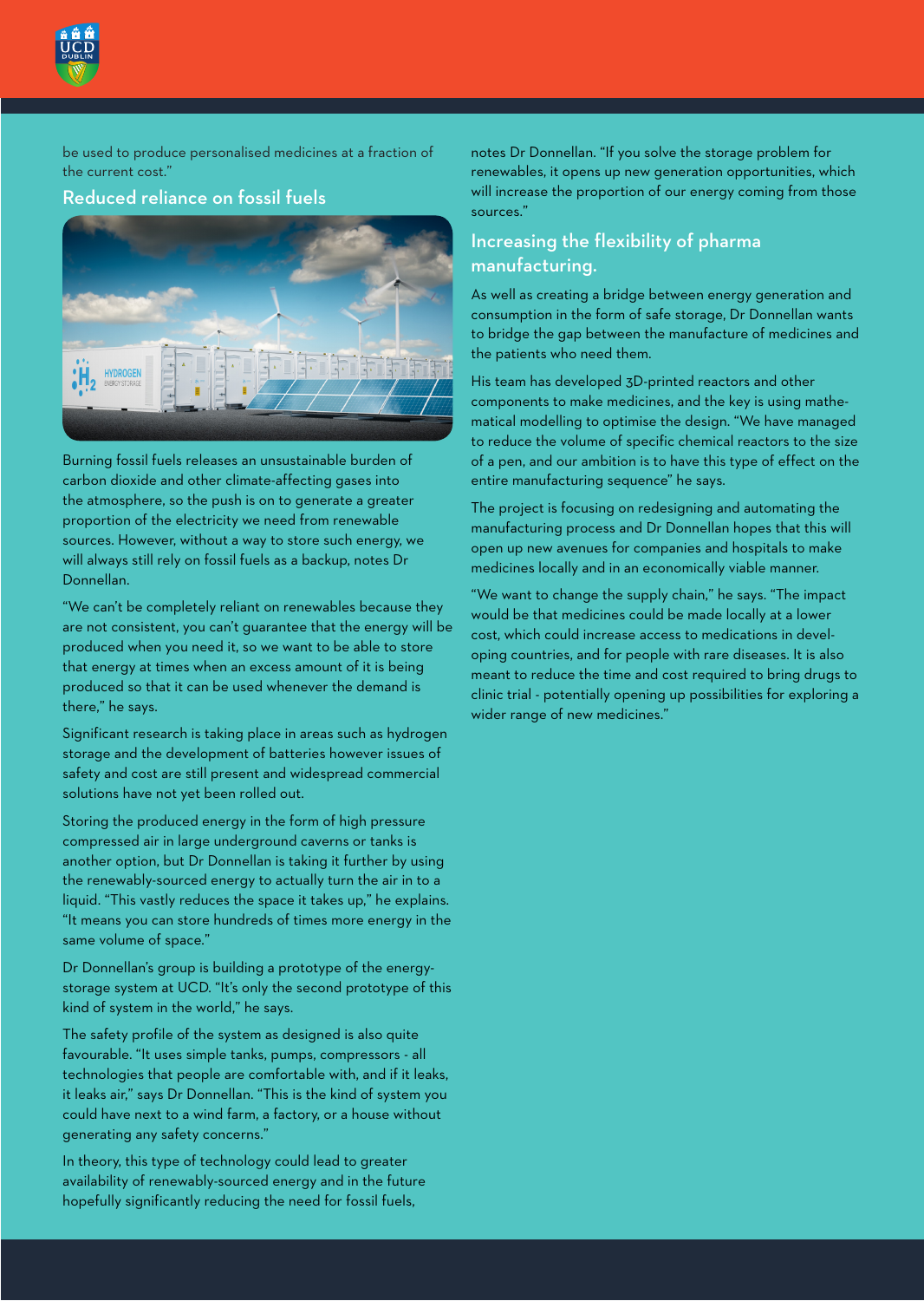be used to produce personalised medicines at a fraction of the current cost."

## Reduced reliance on fossil fuels

Burning fossil fuels releases an unsustainable burden of carbon dioxide and other climate-affecting gases into the atmosphere, so the push is on to generate a greater proportion of the electricity we need from renewable sources. However, without a way to store such energy, we will always still rely on fossil fuels as a backup, notes Dr Donnellan.

"We can't be completely reliant on renewables because they are not consistent, you can't guarantee that the energy will be produced when you need it, so we want to be able to store that energy at times when an excess amount of it is being produced so that it can be used whenever the demand is there," he says.

Significant research is taking place in areas such as hydrogen storage and the development of batteries however issues of safety and cost are still present and widespread commercial solutions have not yet been rolled out.

Storing the produced energy in the form of high pressure compressed air in large underground caverns or tanks is another option, but Dr Donnellan is taking it further by using the renewably-sourced energy to actually turn the air in to a liquid. "This vastly reduces the space it takes up," he explains. "It means you can store hundreds of times more energy in the same volume of space."

Dr Donnellan's group is building a prototype of the energy-storage system at UCD. "It's only the second prototype of this kind of system in the world," he says.

The safety profile of the system as designed is also quite favourable. "It uses simple tanks, pumps, compressors - all technologies that people are comfortable with, and if it leaks, it leaks air," says Dr Donnellan. "This is the kind of system you could have next to a wind farm, a factory, or a house without generating any safety concerns."

In theory, this type of technology could lead to greater availability of renewably-sourced energy and in the future hopefully significantly reducing the need for fossil fuels, notes Dr Donnellan. "If you solve the storage problem for renewables, it opens up new generation opportunities, which will increase the proportion of our energy coming from those sources."

## Increasing the flexibility of pharma manufacturing.

As well as creating a bridge between energy generation and consumption in the form of safe storage, Dr Donnellan wants to bridge the gap between the manufacture of medicines and the patients who need them.

His team has developed 3D-printed reactors and other components to make medicines, and the key is using mathematical modelling to optimise the design. "We have managed to reduce the volume of specific chemical reactors to the size of a pen, and our ambition is to have this type of effect on the entire manufacturing sequence" he says.

The project is focusing on redesigning and automating the manufacturing process and Dr Donnellan hopes that this will open up new avenues for companies and hospitals to make medicines locally and in an economically viable manner.

"We want to change the supply chain," he says. "The impact would be that medicines could be made locally at a lower cost, which could increase access to medications in developing countries, and for people with rare diseases. It is also meant to reduce the time and cost required to bring drugs to clinic trial - potentially opening up possibilities for exploring a wider range of new medicines."